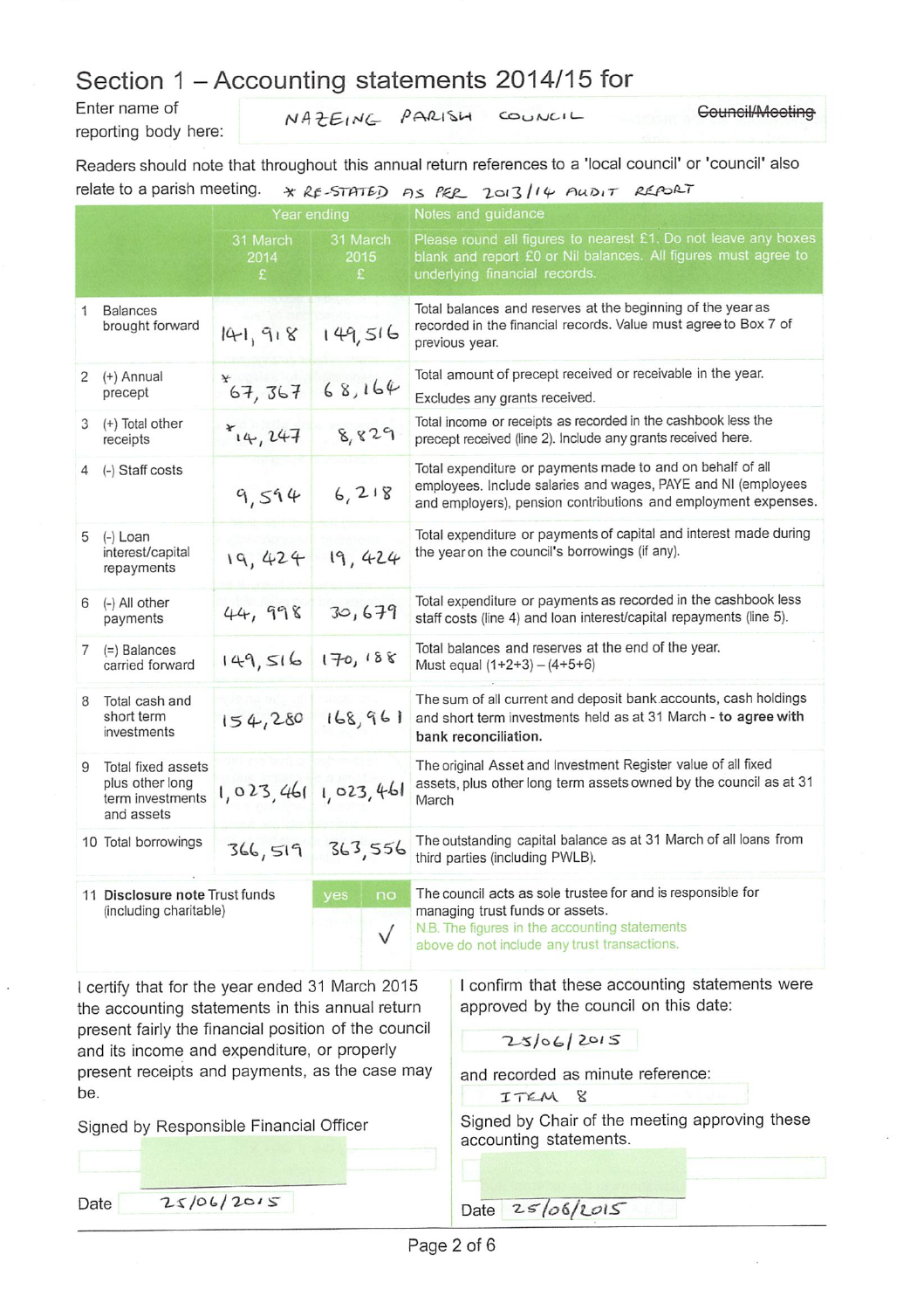# Section 1 – Accounting statements 2014/15 for

Enter name of reporting body here: NAZEING PARISH COUNCIL ~~Council/Meeting~~

Readers should note that throughout this annual return references to a 'local council' or 'council' also relate to a parish meeting. * RE-STATED AS PER 2013/14 AUDIT REPORT

| | Year ending | | Notes and guidance |
|---|---|---|---|
| | 31 March 2014 £ | 31 March 2015 £ | Please round all figures to nearest £1. Do not leave any boxes blank and report £0 or Nil balances. All figures must agree to underlying financial records. |
| 1 Balances brought forward | 141,918 | 149,516 | Total balances and reserves at the beginning of the year as recorded in the financial records. Value must agree to Box 7 of previous year. |
| 2 (+) Annual precept | * 67,367 | 68,164 | Total amount of precept received or receivable in the year. Excludes any grants received. |
| 3 (+) Total other receipts | * 14,247 | 8,829 | Total income or receipts as recorded in the cashbook less the precept received (line 2). Include any grants received here. |
| 4 (-) Staff costs | 9,594 | 6,218 | Total expenditure or payments made to and on behalf of all employees. Include salaries and wages, PAYE and NI (employees and employers), pension contributions and employment expenses. |
| 5 (-) Loan interest/capital repayments | 19,424 | 19,424 | Total expenditure or payments of capital and interest made during the year on the council's borrowings (if any). |
| 6 (-) All other payments | 44,998 | 30,679 | Total expenditure or payments as recorded in the cashbook less staff costs (line 4) and loan interest/capital repayments (line 5). |
| 7 (=) Balances carried forward | 149,516 | 170,188 | Total balances and reserves at the end of the year. Must equal (1+2+3) – (4+5+6) |
| 8 Total cash and short term investments | 154,280 | 168,961 | The sum of all current and deposit bank accounts, cash holdings and short term investments held as at 31 March - **to agree with bank reconciliation.** |
| 9 Total fixed assets plus other long term investments and assets | 1,023,461 | 1,023,461 | The original Asset and Investment Register value of all fixed assets, plus other long term assets owned by the council as at 31 March |
| 10 Total borrowings | 366,519 | 363,556 | The outstanding capital balance as at 31 March of all loans from third parties (including PWLB). |

| 11 **Disclosure note** Trust funds (including charitable) | yes | no | The council acts as sole trustee for and is responsible for managing trust funds or assets. N.B. The figures in the accounting statements above do not include any trust transactions. |
|---|---|---|---|
| | | √ | |

I certify that for the year ended 31 March 2015 the accounting statements in this annual return present fairly the financial position of the council and its income and expenditure, or properly present receipts and payments, as the case may be.

Signed by Responsible Financial Officer

Date 25/06/2015

I confirm that these accounting statements were approved by the council on this date:

25/06/2015

and recorded as minute reference:

ITEM 8

Signed by Chair of the meeting approving these accounting statements.

Date 25/06/2015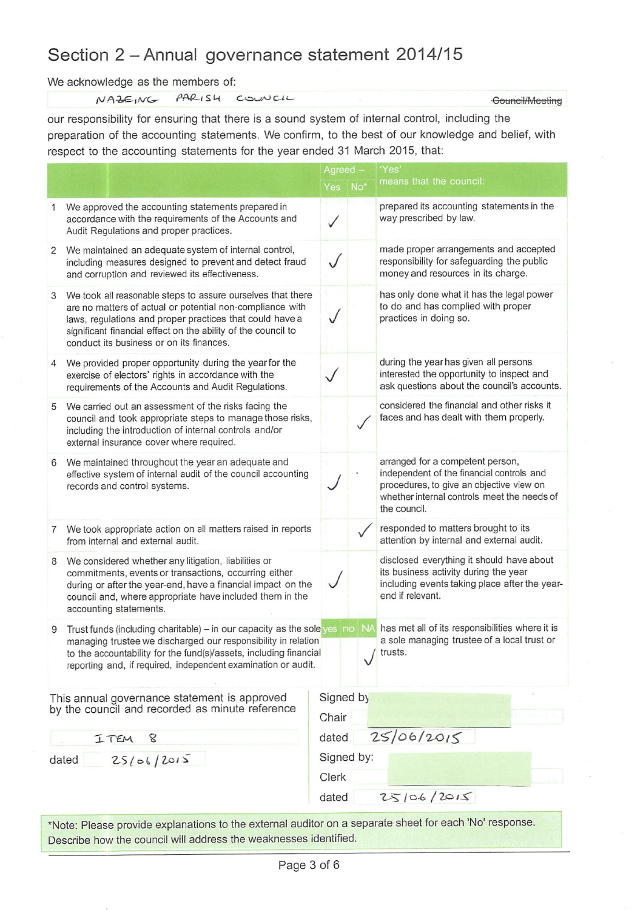# Section 2 – Annual governance statement 2014/15

We acknowledge as the members of:

NAZEING PARISH COUNCIL ~~Council/Meeting~~

our responsibility for ensuring that there is a sound system of internal control, including the preparation of the accounting statements. We confirm, to the best of our knowledge and belief, with respect to the accounting statements for the year ended 31 March 2015, that:

| | | Agreed – Yes | No* | | 'Yes' means that the council: |
|---|---|---|---|---|---|
| 1 | We approved the accounting statements prepared in accordance with the requirements of the Accounts and Audit Regulations and proper practices. | ✓ | | | prepared its accounting statements in the way prescribed by law. |
| 2 | We maintained an adequate system of internal control, including measures designed to prevent and detect fraud and corruption and reviewed its effectiveness. | ✓ | | | made proper arrangements and accepted responsibility for safeguarding the public money and resources in its charge. |
| 3 | We took all reasonable steps to assure ourselves that there are no matters of actual or potential non-compliance with laws, regulations and proper practices that could have a significant financial effect on the ability of the council to conduct its business or on its finances. | ✓ | | | has only done what it has the legal power to do and has complied with proper practices in doing so. |
| 4 | We provided proper opportunity during the year for the exercise of electors' rights in accordance with the requirements of the Accounts and Audit Regulations. | ✓ | | | during the year has given all persons interested the opportunity to inspect and ask questions about the council's accounts. |
| 5 | We carried out an assessment of the risks facing the council and took appropriate steps to manage those risks, including the introduction of internal controls and/or external insurance cover where required. | | ✓ | | considered the financial and other risks it faces and has dealt with them properly. |
| 6 | We maintained throughout the year an adequate and effective system of internal audit of the council accounting records and control systems. | ✓ | | | arranged for a competent person, independent of the financial controls and procedures, to give an objective view on whether internal controls meet the needs of the council. |
| 7 | We took appropriate action on all matters raised in reports from internal and external audit. | | ✓ | | responded to matters brought to its attention by internal and external audit. |
| 8 | We considered whether any litigation, liabilities or commitments, events or transactions, occurring either during or after the year-end, have a financial impact on the council and, where appropriate have included them in the accounting statements. | ✓ | | | disclosed everything it should have about its business activity during the year including events taking place after the year-end if relevant. |
| | | yes | no | NA | |
| 9 | Trust funds (including charitable) – in our capacity as the sole managing trustee we discharged our responsibility in relation to the accountability for the fund(s)/assets, including financial reporting and, if required, independent examination or audit. | | | ✓ | has met all of its responsibilities where it is a sole managing trustee of a local trust or trusts. |

This annual governance statement is approved by the council and recorded as minute reference

ITEM 8

dated 25/06/2015

Signed by Chair

dated 25/06/2015

Signed by: Clerk

dated 25/06/2015

*Note: Please provide explanations to the external auditor on a separate sheet for each 'No' response. Describe how the council will address the weaknesses identified.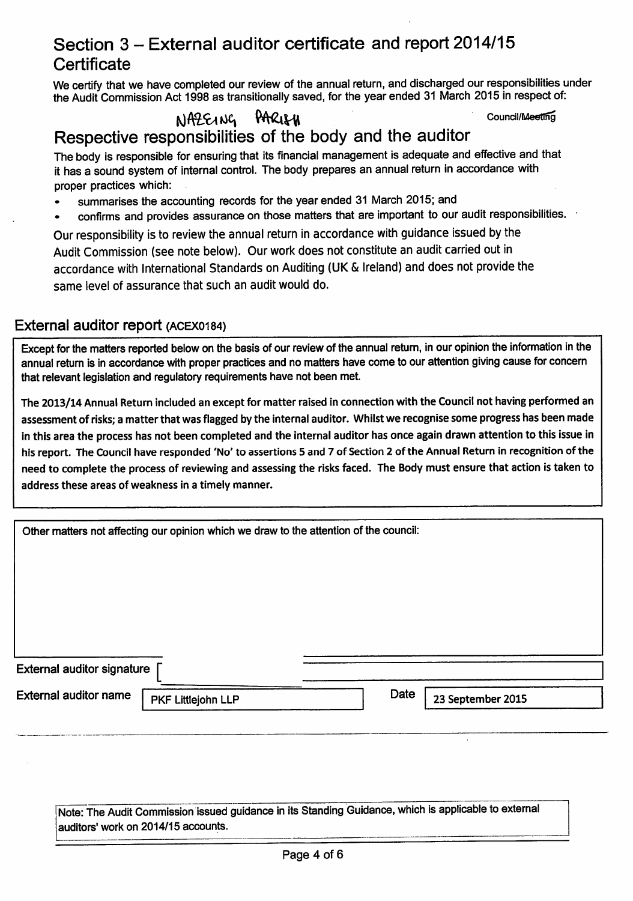# Section 3 – External auditor certificate and report 2014/15

## Certificate

We certify that we have completed our review of the annual return, and discharged our responsibilities under the Audit Commission Act 1998 as transitionally saved, for the year ended 31 March 2015 in respect of:

NAZEING PARISH Council/~~Meeting~~

## Respective responsibilities of the body and the auditor

The body is responsible for ensuring that its financial management is adequate and effective and that it has a sound system of internal control. The body prepares an annual return in accordance with proper practices which:

- summarises the accounting records for the year ended 31 March 2015; and
- confirms and provides assurance on those matters that are important to our audit responsibilities.

Our responsibility is to review the annual return in accordance with guidance issued by the Audit Commission (see note below). Our work does not constitute an audit carried out in accordance with International Standards on Auditing (UK & Ireland) and does not provide the same level of assurance that such an audit would do.

## External auditor report (ACEX0184)

Except for the matters reported below on the basis of our review of the annual return, in our opinion the information in the annual return is in accordance with proper practices and no matters have come to our attention giving cause for concern that relevant legislation and regulatory requirements have not been met.

**The 2013/14 Annual Return included an except for matter raised in connection with the Council not having performed an assessment of risks; a matter that was flagged by the internal auditor. Whilst we recognise some progress has been made in this area the process has not been completed and the internal auditor has once again drawn attention to this issue in his report. The Council have responded 'No' to assertions 5 and 7 of Section 2 of the Annual Return in recognition of the need to complete the process of reviewing and assessing the risks faced. The Body must ensure that action is taken to address these areas of weakness in a timely manner.**

Other matters not affecting our opinion which we draw to the attention of the council:

External auditor signature

External auditor name: PKF Littlejohn LLP

Date: 23 September 2015

Note: The Audit Commission issued guidance in its Standing Guidance, which is applicable to external auditors' work on 2014/15 accounts.